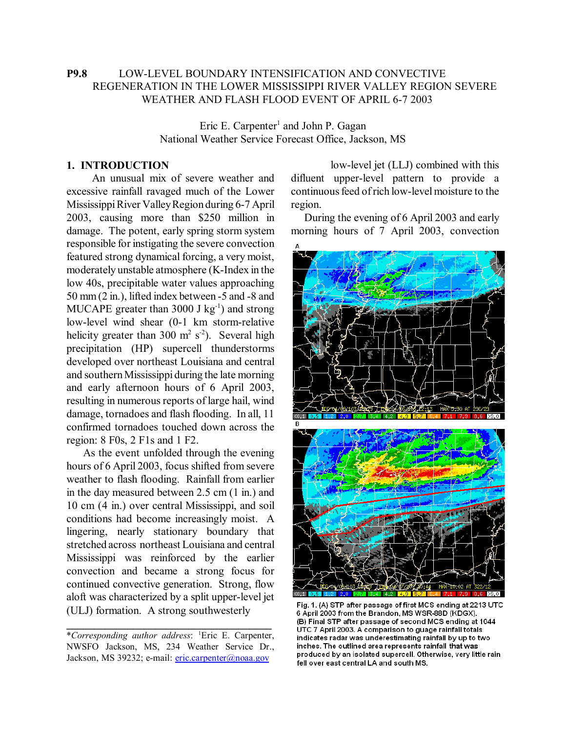# P9.8 LOW-LEVEL BOUNDARY INTENSIFICATION AND CONVECTIVE REGENERATION IN THE LOWER MISSISSIPPI RIVER VALLEY REGION SEVERE WEATHER AND FLASH FLOOD EVENT OF APRIL 6-7 2003

Eric E. Carpenter[1] and John P. Gagan
National Weather Service Forecast Office, Jackson, MS

## 1. INTRODUCTION

An unusual mix of severe weather and excessive rainfall ravaged much of the Lower Mississippi River Valley Region during 6-7 April 2003, causing more than $250 million in damage. The potent, early spring storm system responsible for instigating the severe convection featured strong dynamical forcing, a very moist, moderately unstable atmosphere (K-Index in the low 40s, precipitable water values approaching 50 mm (2 in.), lifted index between -5 and -8 and MUCAPE greater than 3000 J $kg^{-1}$) and strong low-level wind shear (0-1 km storm-relative helicity greater than 300 $m^2$ $s^{-2}$). Several high precipitation (HP) supercell thunderstorms developed over northeast Louisiana and central and southern Mississippi during the late morning and early afternoon hours of 6 April 2003, resulting in numerous reports of large hail, wind damage, tornadoes and flash flooding. In all, 11 confirmed tornadoes touched down across the region: 8 F0s, 2 F1s and 1 F2.

As the event unfolded through the evening hours of 6 April 2003, focus shifted from severe weather to flash flooding. Rainfall from earlier in the day measured between 2.5 cm (1 in.) and 10 cm (4 in.) over central Mississippi, and soil conditions had become increasingly moist. A lingering, nearly stationary boundary that stretched across northeast Louisiana and central Mississippi was reinforced by the earlier convection and became a strong focus for continued convective generation. Strong, flow aloft was characterized by a split upper-level jet (ULJ) formation. A strong southwesterly low-level jet (LLJ) combined with this diffluent upper-level pattern to provide a continuous feed of rich low-level moisture to the region.

During the evening of 6 April 2003 and early morning hours of 7 April 2003, convection

Fig. 1. (A) STP after passage of first MCS ending at 2213 UTC 6 April 2003 from the Brandon, MS WSR-88D (KDGX). (B) Final STP after passage of second MCS ending at 1044 UTC 7 April 2003. A comparison to guage rainfall totals indicates radar was underestimating rainfall by up to two inches. The outlined area represents rainfall that was produced by an isolated supercell. Otherwise, very little rain fell over east central LA and south MS.

---

*Corresponding author address*: [1]Eric E. Carpenter, NWSFO Jackson, MS, 234 Weather Service Dr., Jackson, MS 39232; e-mail: eric.carpenter@noaa.gov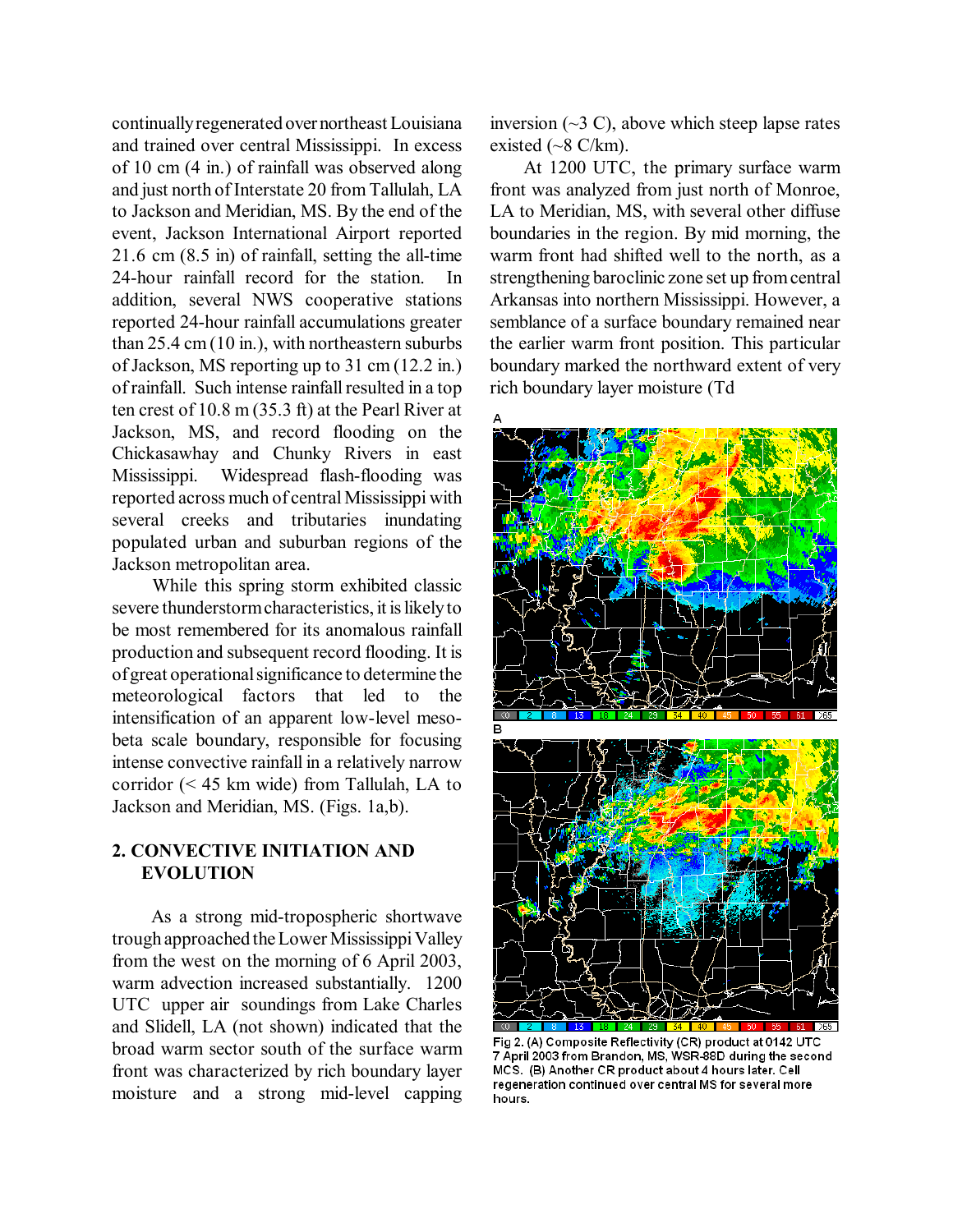continually regenerated over northeast Louisiana and trained over central Mississippi. In excess of 10 cm (4 in.) of rainfall was observed along and just north of Interstate 20 from Tallulah, LA to Jackson and Meridian, MS. By the end of the event, Jackson International Airport reported 21.6 cm (8.5 in) of rainfall, setting the all-time 24-hour rainfall record for the station. In addition, several NWS cooperative stations reported 24-hour rainfall accumulations greater than 25.4 cm (10 in.), with northeastern suburbs of Jackson, MS reporting up to 31 cm (12.2 in.) of rainfall. Such intense rainfall resulted in a top ten crest of 10.8 m (35.3 ft) at the Pearl River at Jackson, MS, and record flooding on the Chickasawhay and Chunky Rivers in east Mississippi. Widespread flash-flooding was reported across much of central Mississippi with several creeks and tributaries inundating populated urban and suburban regions of the Jackson metropolitan area.

While this spring storm exhibited classic severe thunderstorm characteristics, it is likely to be most remembered for its anomalous rainfall production and subsequent record flooding. It is of great operational significance to determine the meteorological factors that led to the intensification of an apparent low-level meso-beta scale boundary, responsible for focusing intense convective rainfall in a relatively narrow corridor (< 45 km wide) from Tallulah, LA to Jackson and Meridian, MS. (Figs. 1a,b).

## 2. CONVECTIVE INITIATION AND EVOLUTION

As a strong mid-tropospheric shortwave trough approached the Lower Mississippi Valley from the west on the morning of 6 April 2003, warm advection increased substantially. 1200 UTC upper air soundings from Lake Charles and Slidell, LA (not shown) indicated that the broad warm sector south of the surface warm front was characterized by rich boundary layer moisture and a strong mid-level capping inversion (~3 C), above which steep lapse rates existed (~8 C/km).

At 1200 UTC, the primary surface warm front was analyzed from just north of Monroe, LA to Meridian, MS, with several other diffuse boundaries in the region. By mid morning, the warm front had shifted well to the north, as a strengthening baroclinic zone set up from central Arkansas into northern Mississippi. However, a semblance of a surface boundary remained near the earlier warm front position. This particular boundary marked the northward extent of very rich boundary layer moisture (Td

Fig 2. (A) Composite Reflectivity (CR) product at 0142 UTC 7 April 2003 from Brandon, MS, WSR-88D during the second MCS. (B) Another CR product about 4 hours later. Cell regeneration continued over central MS for several more hours.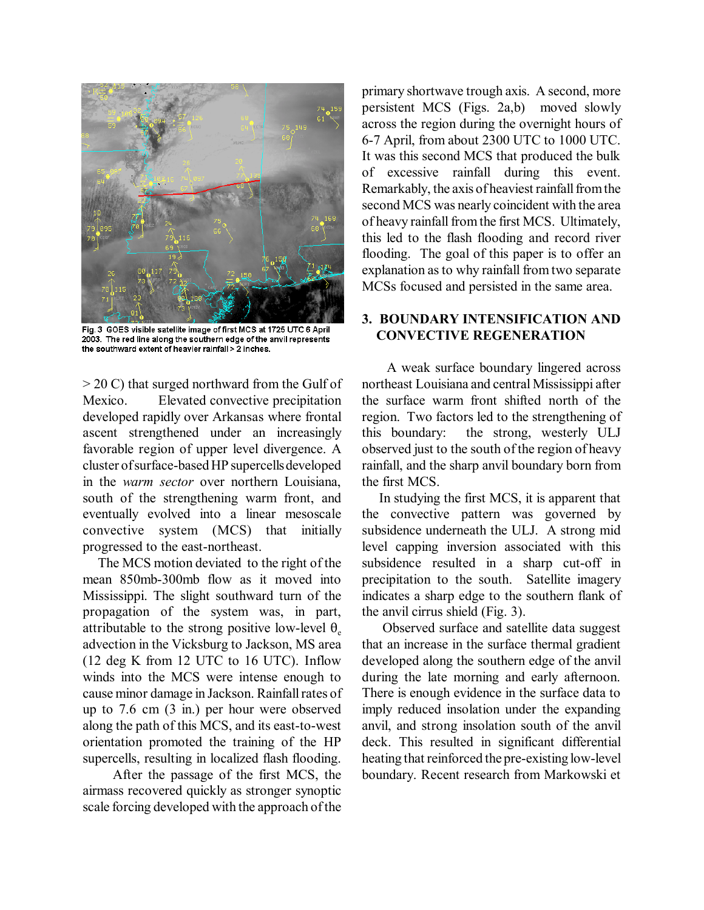Fig. 3 GOES visible satellite image of first MCS at 1725 UTC 6 April 2003. The red line along the southern edge of the anvil represents the southward extent of heavier rainfall > 2 inches.

> 20 C) that surged northward from the Gulf of Mexico. Elevated convective precipitation developed rapidly over Arkansas where frontal ascent strengthened under an increasingly favorable region of upper level divergence. A cluster of surface-based HP supercells developed in the *warm sector* over northern Louisiana, south of the strengthening warm front, and eventually evolved into a linear mesoscale convective system (MCS) that initially progressed to the east-northeast.

The MCS motion deviated to the right of the mean 850mb-300mb flow as it moved into Mississippi. The slight southward turn of the propagation of the system was, in part, attributable to the strong positive low-level $\theta_e$ advection in the Vicksburg to Jackson, MS area (12 deg K from 12 UTC to 16 UTC). Inflow winds into the MCS were intense enough to cause minor damage in Jackson. Rainfall rates of up to 7.6 cm (3 in.) per hour were observed along the path of this MCS, and its east-to-west orientation promoted the training of the HP supercells, resulting in localized flash flooding.

After the passage of the first MCS, the airmass recovered quickly as stronger synoptic scale forcing developed with the approach of the primary shortwave trough axis. A second, more persistent MCS (Figs. 2a,b) moved slowly across the region during the overnight hours of 6-7 April, from about 2300 UTC to 1000 UTC. It was this second MCS that produced the bulk of excessive rainfall during this event. Remarkably, the axis of heaviest rainfall from the second MCS was nearly coincident with the area of heavy rainfall from the first MCS. Ultimately, this led to the flash flooding and record river flooding. The goal of this paper is to offer an explanation as to why rainfall from two separate MCSs focused and persisted in the same area.

## 3. BOUNDARY INTENSIFICATION AND CONVECTIVE REGENERATION

A weak surface boundary lingered across northeast Louisiana and central Mississippi after the surface warm front shifted north of the region. Two factors led to the strengthening of this boundary: the strong, westerly ULJ observed just to the south of the region of heavy rainfall, and the sharp anvil boundary born from the first MCS.

In studying the first MCS, it is apparent that the convective pattern was governed by subsidence underneath the ULJ. A strong mid level capping inversion associated with this subsidence resulted in a sharp cut-off in precipitation to the south. Satellite imagery indicates a sharp edge to the southern flank of the anvil cirrus shield (Fig. 3).

Observed surface and satellite data suggest that an increase in the surface thermal gradient developed along the southern edge of the anvil during the late morning and early afternoon. There is enough evidence in the surface data to imply reduced insolation under the expanding anvil, and strong insolation south of the anvil deck. This resulted in significant differential heating that reinforced the pre-existing low-level boundary. Recent research from Markowski et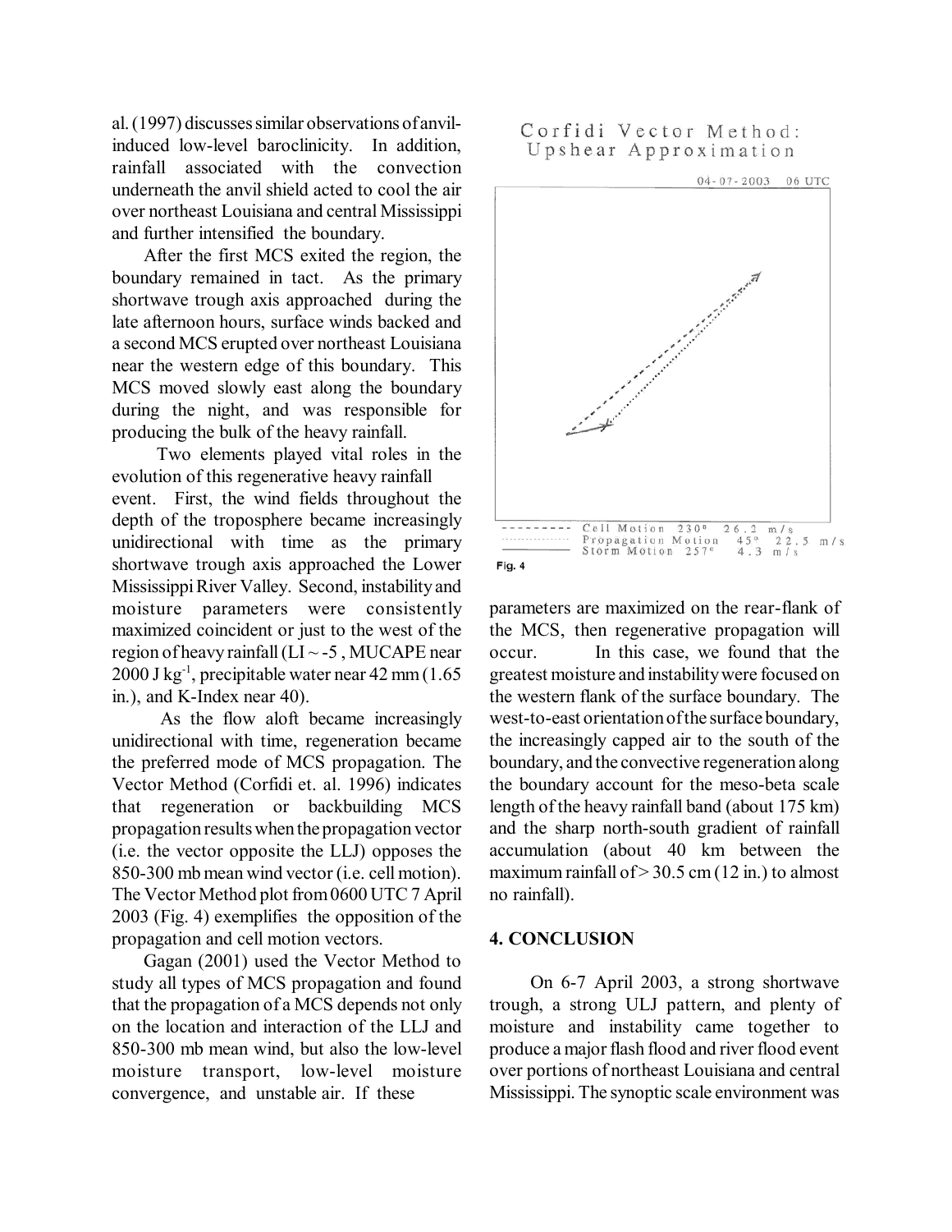al. (1997) discusses similar observations of anvil-induced low-level baroclinicity. In addition, rainfall associated with the convection underneath the anvil shield acted to cool the air over northeast Louisiana and central Mississippi and further intensified the boundary.

After the first MCS exited the region, the boundary remained in tact. As the primary shortwave trough axis approached during the late afternoon hours, surface winds backed and a second MCS erupted over northeast Louisiana near the western edge of this boundary. This MCS moved slowly east along the boundary during the night, and was responsible for producing the bulk of the heavy rainfall.

Two elements played vital roles in the evolution of this regenerative heavy rainfall event. First, the wind fields throughout the depth of the troposphere became increasingly unidirectional with time as the primary shortwave trough axis approached the Lower Mississippi River Valley. Second, instability and moisture parameters were consistently maximized coincident or just to the west of the region of heavy rainfall (LI ~ -5, MUCAPE near 2000 J kg$^{-1}$, precipitable water near 42 mm (1.65 in.), and K-Index near 40).

As the flow aloft became increasingly unidirectional with time, regeneration became the preferred mode of MCS propagation. The Vector Method (Corfidi et. al. 1996) indicates that regeneration or backbuilding MCS propagation results when the propagation vector (i.e. the vector opposite the LLJ) opposes the 850-300 mb mean wind vector (i.e. cell motion). The Vector Method plot from 0600 UTC 7 April 2003 (Fig. 4) exemplifies the opposition of the propagation and cell motion vectors.

Gagan (2001) used the Vector Method to study all types of MCS propagation and found that the propagation of a MCS depends not only on the location and interaction of the LLJ and 850-300 mb mean wind, but also the low-level moisture transport, low-level moisture convergence, and unstable air. If these parameters are maximized on the rear-flank of the MCS, then regenerative propagation will occur. In this case, we found that the greatest moisture and instability were focused on the western flank of the surface boundary. The west-to-east orientation of the surface boundary, the increasingly capped air to the south of the boundary, and the convective regeneration along the boundary account for the meso-beta scale length of the heavy rainfall band (about 175 km) and the sharp north-south gradient of rainfall accumulation (about 40 km between the maximum rainfall of > 30.5 cm (12 in.) to almost no rainfall).

Corfidi Vector Method: Upshear Approximation

04-07-2003 06 UTC

Cell Motion 230° 26.2 m/s
Propagation Motion 45° 22.5 m/s
Storm Motion 257° 4.3 m/s

Fig. 4

## 4. CONCLUSION

On 6-7 April 2003, a strong shortwave trough, a strong ULJ pattern, and plenty of moisture and instability came together to produce a major flash flood and river flood event over portions of northeast Louisiana and central Mississippi. The synoptic scale environment was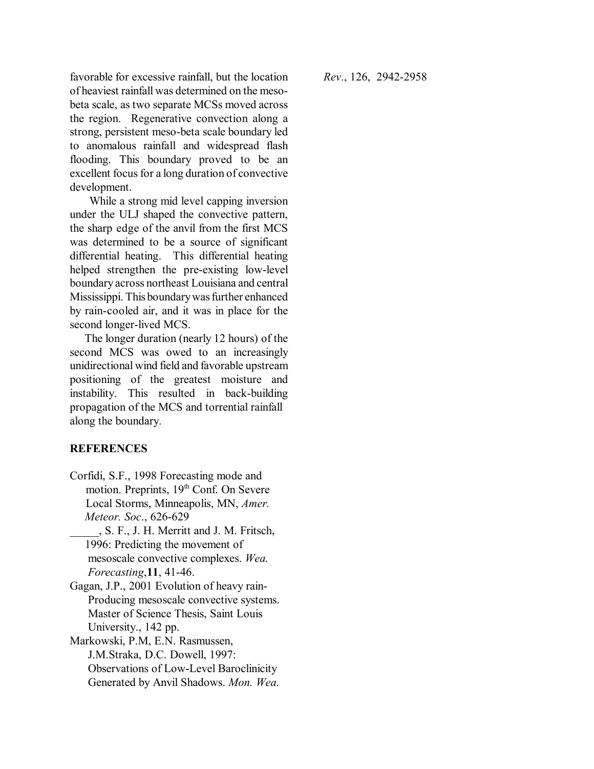favorable for excessive rainfall, but the location of heaviest rainfall was determined on the meso-beta scale, as two separate MCSs moved across the region. Regenerative convection along a strong, persistent meso-beta scale boundary led to anomalous rainfall and widespread flash flooding. This boundary proved to be an excellent focus for a long duration of convective development.

While a strong mid level capping inversion under the ULJ shaped the convective pattern, the sharp edge of the anvil from the first MCS was determined to be a source of significant differential heating. This differential heating helped strengthen the pre-existing low-level boundary across northeast Louisiana and central Mississippi. This boundary was further enhanced by rain-cooled air, and it was in place for the second longer-lived MCS.

The longer duration (nearly 12 hours) of the second MCS was owed to an increasingly unidirectional wind field and favorable upstream positioning of the greatest moisture and instability. This resulted in back-building propagation of the MCS and torrential rainfall along the boundary.

## REFERENCES

Corfidi, S.F., 1998 Forecasting mode and motion. Preprints, 19th Conf. On Severe Local Storms, Minneapolis, MN, *Amer. Meteor. Soc*., 626-629

_____, S. F., J. H. Merritt and J. M. Fritsch, 1996: Predicting the movement of mesoscale convective complexes. *Wea. Forecasting*,**11**, 41-46.

Gagan, J.P., 2001 Evolution of heavy rain-Producing mesoscale convective systems. Master of Science Thesis, Saint Louis University., 142 pp.

Markowski, P.M, E.N. Rasmussen, J.M.Straka, D.C. Dowell, 1997: Observations of Low-Level Baroclinicity Generated by Anvil Shadows. *Mon. Wea. Rev*., 126, 2942-2958